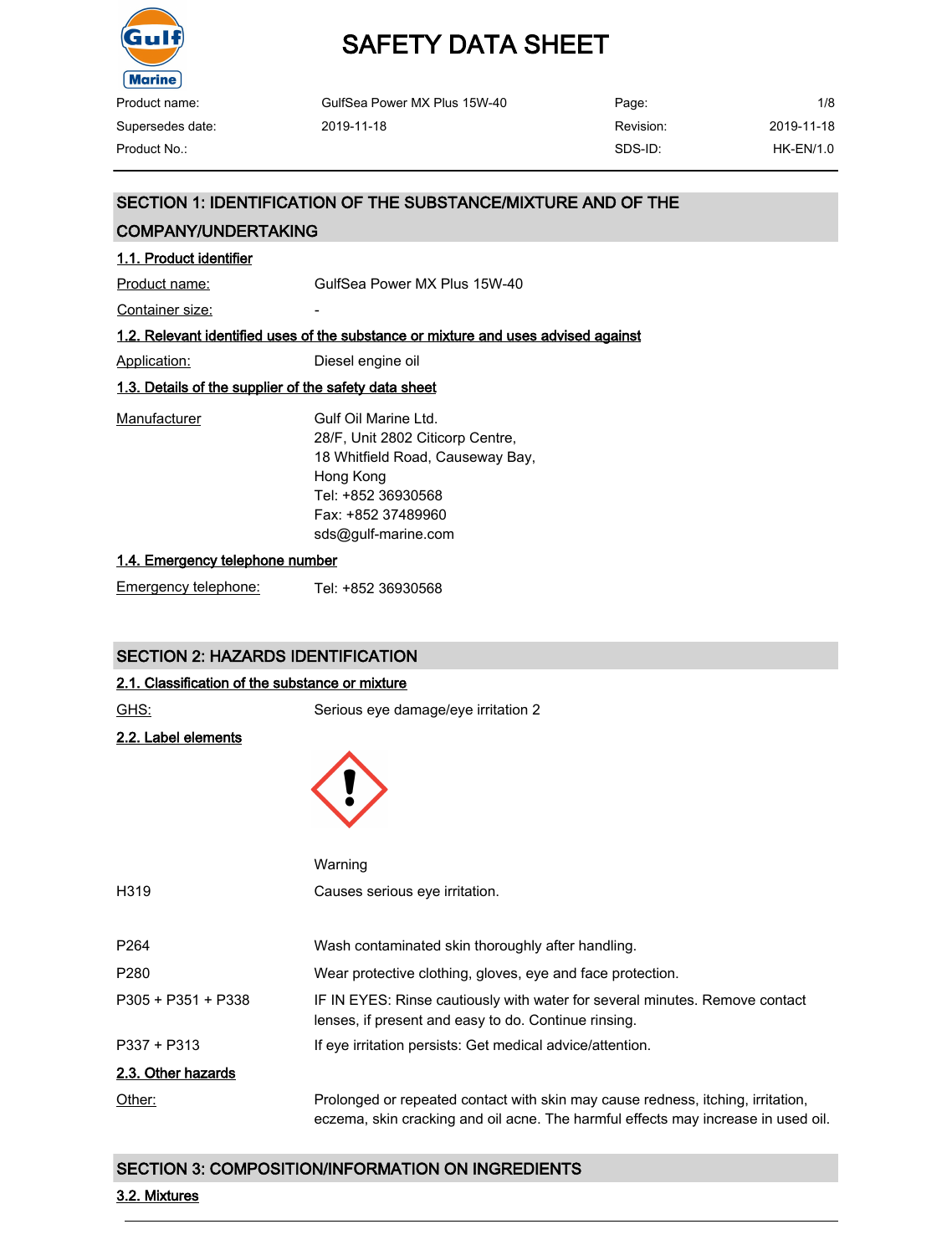# SAFETY DATA SHEET

| Product name: | GulfSea Power MX Plus 15W-40 | Page: | 1/8 |
|---|---|---|---|
| Supersedes date: | 2019-11-18 | Revision: | 2019-11-18 |
| Product No.: | | SDS-ID: | HK-EN/1.0 |

## SECTION 1: IDENTIFICATION OF THE SUBSTANCE/MIXTURE AND OF THE COMPANY/UNDERTAKING

### 1.1. Product identifier

Product name: GulfSea Power MX Plus 15W-40

Container size: -

### 1.2. Relevant identified uses of the substance or mixture and uses advised against

Application: Diesel engine oil

### 1.3. Details of the supplier of the safety data sheet

Manufacturer:
Gulf Oil Marine Ltd.
28/F, Unit 2802 Citicorp Centre,
18 Whitfield Road, Causeway Bay,
Hong Kong
Tel: +852 36930568
Fax: +852 37489960
sds@gulf-marine.com

### 1.4. Emergency telephone number

Emergency telephone: Tel: +852 36930568

## SECTION 2: HAZARDS IDENTIFICATION

### 2.1. Classification of the substance or mixture

GHS: Serious eye damage/eye irritation 2

### 2.2. Label elements

Warning

| | |
|---|---|
| H319 | Causes serious eye irritation. |
| P264 | Wash contaminated skin thoroughly after handling. |
| P280 | Wear protective clothing, gloves, eye and face protection. |
| P305 + P351 + P338 | IF IN EYES: Rinse cautiously with water for several minutes. Remove contact lenses, if present and easy to do. Continue rinsing. |
| P337 + P313 | If eye irritation persists: Get medical advice/attention. |

### 2.3. Other hazards

Other: Prolonged or repeated contact with skin may cause redness, itching, irritation, eczema, skin cracking and oil acne. The harmful effects may increase in used oil.

## SECTION 3: COMPOSITION/INFORMATION ON INGREDIENTS

### 3.2. Mixtures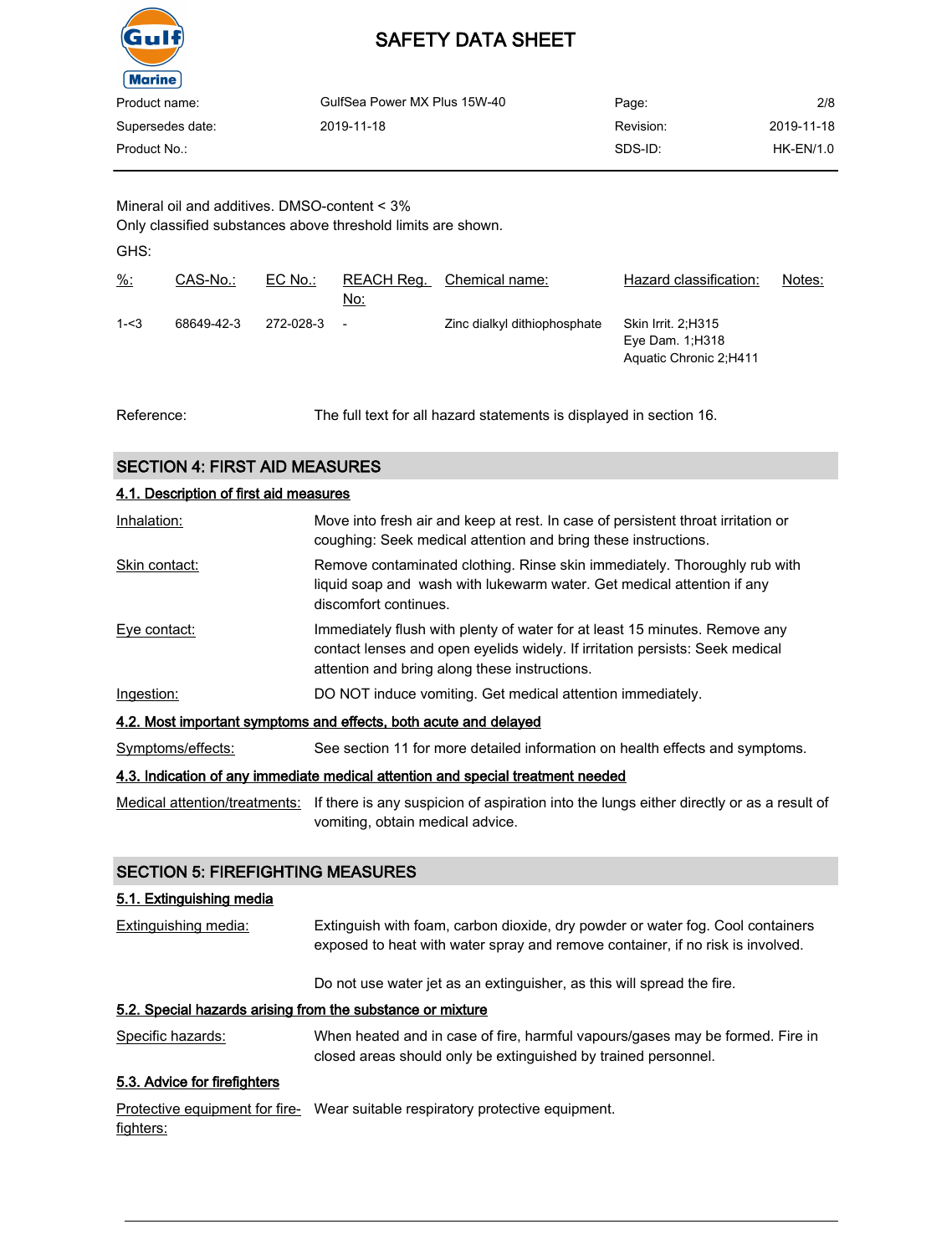Mineral oil and additives. DMSO-content < 3%
Only classified substances above threshold limits are shown.

GHS:

| %: | CAS-No.: | EC No.: | REACH Reg. No: | Chemical name: | Hazard classification: | Notes: |
|---|---|---|---|---|---|---|
| 1-<3 | 68649-42-3 | 272-028-3 | - | Zinc dialkyl dithiophosphate | Skin Irrit. 2;H315<br>Eye Dam. 1;H318<br>Aquatic Chronic 2;H411 | |

Reference: The full text for all hazard statements is displayed in section 16.

## SECTION 4: FIRST AID MEASURES

### 4.1. Description of first aid measures

Inhalation: Move into fresh air and keep at rest. In case of persistent throat irritation or coughing: Seek medical attention and bring these instructions.

Skin contact: Remove contaminated clothing. Rinse skin immediately. Thoroughly rub with liquid soap and wash with lukewarm water. Get medical attention if any discomfort continues.

Eye contact: Immediately flush with plenty of water for at least 15 minutes. Remove any contact lenses and open eyelids widely. If irritation persists: Seek medical attention and bring along these instructions.

Ingestion: DO NOT induce vomiting. Get medical attention immediately.

### 4.2. Most important symptoms and effects, both acute and delayed

Symptoms/effects: See section 11 for more detailed information on health effects and symptoms.

### 4.3. Indication of any immediate medical attention and special treatment needed

Medical attention/treatments: If there is any suspicion of aspiration into the lungs either directly or as a result of vomiting, obtain medical advice.

## SECTION 5: FIREFIGHTING MEASURES

### 5.1. Extinguishing media

Extinguishing media: Extinguish with foam, carbon dioxide, dry powder or water fog. Cool containers exposed to heat with water spray and remove container, if no risk is involved.

Do not use water jet as an extinguisher, as this will spread the fire.

### 5.2. Special hazards arising from the substance or mixture

Specific hazards: When heated and in case of fire, harmful vapours/gases may be formed. Fire in closed areas should only be extinguished by trained personnel.

### 5.3. Advice for firefighters

Protective equipment for fire-fighters: Wear suitable respiratory protective equipment.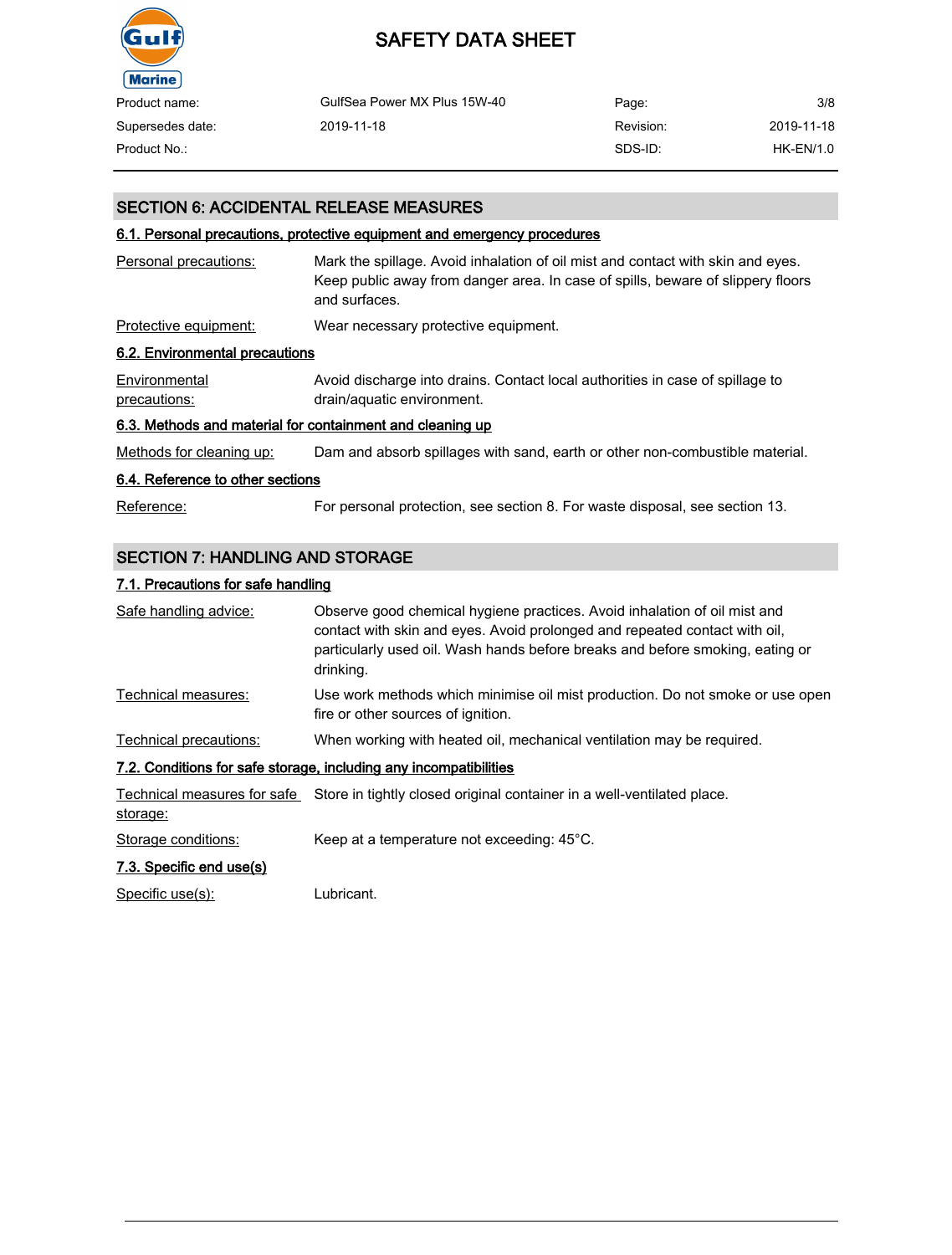## SECTION 6: ACCIDENTAL RELEASE MEASURES

### 6.1. Personal precautions, protective equipment and emergency procedures

| | |
|---|---|
| Personal precautions: | Mark the spillage. Avoid inhalation of oil mist and contact with skin and eyes. Keep public away from danger area. In case of spills, beware of slippery floors and surfaces. |
| Protective equipment: | Wear necessary protective equipment. |

### 6.2. Environmental precautions

| | |
|---|---|
| Environmental precautions: | Avoid discharge into drains. Contact local authorities in case of spillage to drain/aquatic environment. |

### 6.3. Methods and material for containment and cleaning up

| | |
|---|---|
| Methods for cleaning up: | Dam and absorb spillages with sand, earth or other non-combustible material. |

### 6.4. Reference to other sections

| | |
|---|---|
| Reference: | For personal protection, see section 8. For waste disposal, see section 13. |

## SECTION 7: HANDLING AND STORAGE

### 7.1. Precautions for safe handling

| | |
|---|---|
| Safe handling advice: | Observe good chemical hygiene practices. Avoid inhalation of oil mist and contact with skin and eyes. Avoid prolonged and repeated contact with oil, particularly used oil. Wash hands before breaks and before smoking, eating or drinking. |
| Technical measures: | Use work methods which minimise oil mist production. Do not smoke or use open fire or other sources of ignition. |
| Technical precautions: | When working with heated oil, mechanical ventilation may be required. |

### 7.2. Conditions for safe storage, including any incompatibilities

| | |
|---|---|
| Technical measures for safe storage: | Store in tightly closed original container in a well-ventilated place. |
| Storage conditions: | Keep at a temperature not exceeding: 45°C. |

### 7.3. Specific end use(s)

| | |
|---|---|
| Specific use(s): | Lubricant. |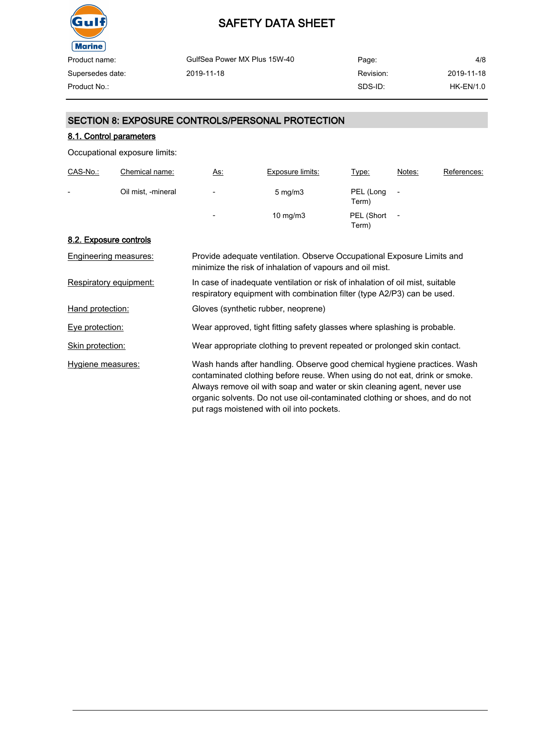## SECTION 8: EXPOSURE CONTROLS/PERSONAL PROTECTION

### 8.1. Control parameters

Occupational exposure limits:

| CAS-No.: | Chemical name: | As: | Exposure limits: | Type: | Notes: | References: |
|---|---|---|---|---|---|---|
| - | Oil mist, -mineral | - | 5 mg/m3 | PEL (Long Term) | - | |
| | | - | 10 mg/m3 | PEL (Short Term) | - | |

### 8.2. Exposure controls

Engineering measures: Provide adequate ventilation. Observe Occupational Exposure Limits and minimize the risk of inhalation of vapours and oil mist.

Respiratory equipment: In case of inadequate ventilation or risk of inhalation of oil mist, suitable respiratory equipment with combination filter (type A2/P3) can be used.

Hand protection: Gloves (synthetic rubber, neoprene)

Eye protection: Wear approved, tight fitting safety glasses where splashing is probable.

Skin protection: Wear appropriate clothing to prevent repeated or prolonged skin contact.

Hygiene measures: Wash hands after handling. Observe good chemical hygiene practices. Wash contaminated clothing before reuse. When using do not eat, drink or smoke. Always remove oil with soap and water or skin cleaning agent, never use organic solvents. Do not use oil-contaminated clothing or shoes, and do not put rags moistened with oil into pockets.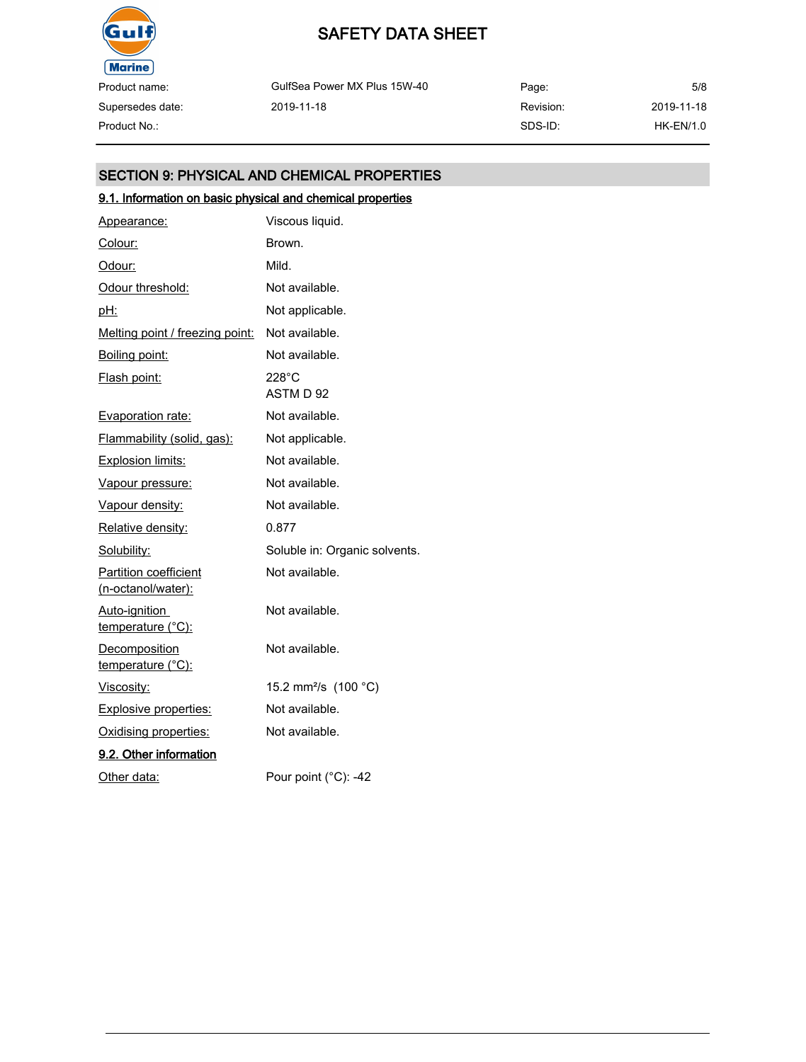## SECTION 9: PHYSICAL AND CHEMICAL PROPERTIES

### 9.1. Information on basic physical and chemical properties

| Property | Value |
|---|---|
| Appearance: | Viscous liquid. |
| Colour: | Brown. |
| Odour: | Mild. |
| Odour threshold: | Not available. |
| pH: | Not applicable. |
| Melting point / freezing point: | Not available. |
| Boiling point: | Not available. |
| Flash point: | 228°C ASTM D 92 |
| Evaporation rate: | Not available. |
| Flammability (solid, gas): | Not applicable. |
| Explosion limits: | Not available. |
| Vapour pressure: | Not available. |
| Vapour density: | Not available. |
| Relative density: | 0.877 |
| Solubility: | Soluble in: Organic solvents. |
| Partition coefficient (n-octanol/water): | Not available. |
| Auto-ignition temperature (°C): | Not available. |
| Decomposition temperature (°C): | Not available. |
| Viscosity: | 15.2 mm²/s (100 °C) |
| Explosive properties: | Not available. |
| Oxidising properties: | Not available. |

### 9.2. Other information

| Property | Value |
|---|---|
| Other data: | Pour point (°C): -42 |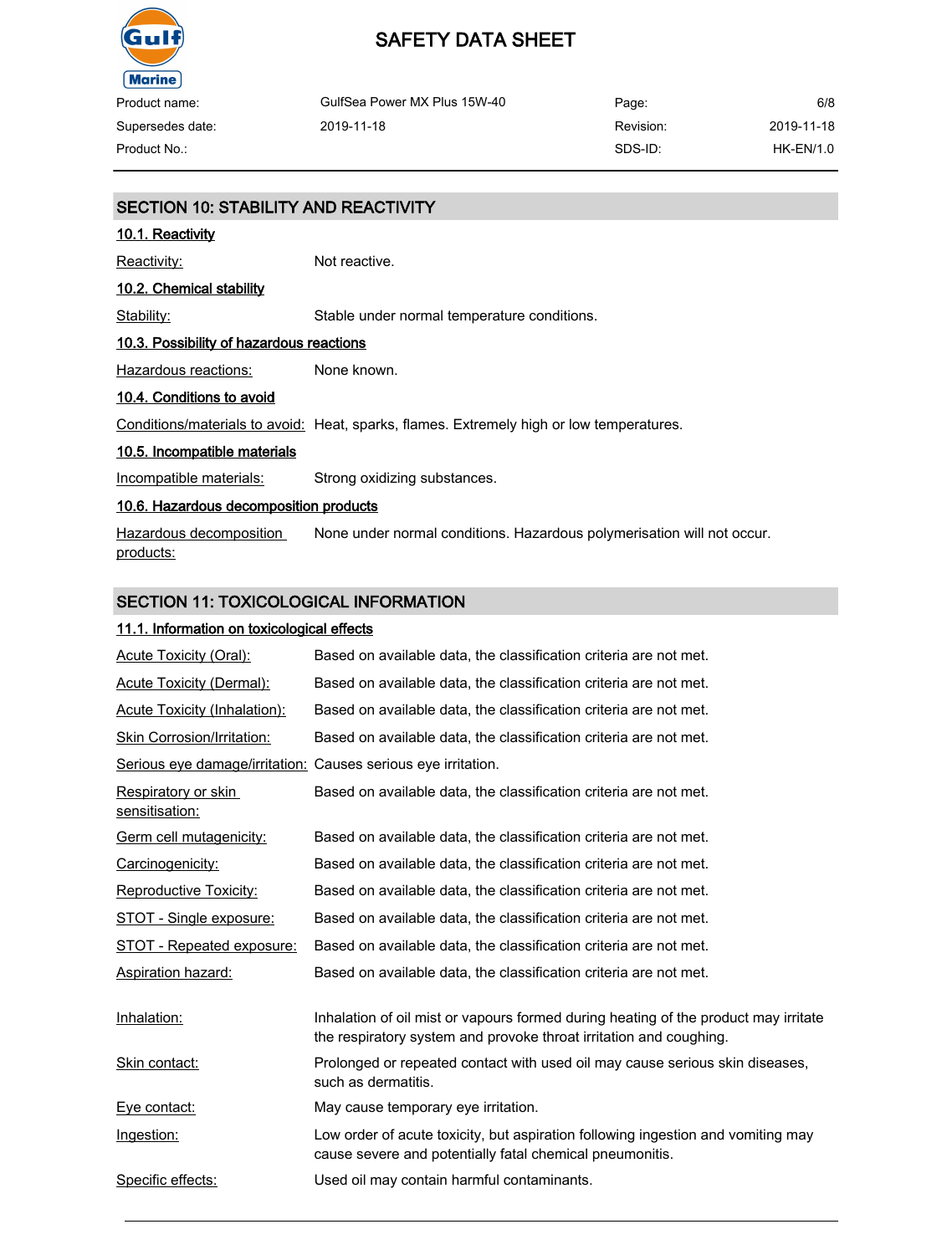## SECTION 10: STABILITY AND REACTIVITY

### 10.1. Reactivity

| | |
|---|---|
| Reactivity: | Not reactive. |

### 10.2. Chemical stability

| | |
|---|---|
| Stability: | Stable under normal temperature conditions. |

### 10.3. Possibility of hazardous reactions

| | |
|---|---|
| Hazardous reactions: | None known. |

### 10.4. Conditions to avoid

| | |
|---|---|
| Conditions/materials to avoid: | Heat, sparks, flames. Extremely high or low temperatures. |

### 10.5. Incompatible materials

| | |
|---|---|
| Incompatible materials: | Strong oxidizing substances. |

### 10.6. Hazardous decomposition products

| | |
|---|---|
| Hazardous decomposition products: | None under normal conditions. Hazardous polymerisation will not occur. |

## SECTION 11: TOXICOLOGICAL INFORMATION

### 11.1. Information on toxicological effects

| | |
|---|---|
| Acute Toxicity (Oral): | Based on available data, the classification criteria are not met. |
| Acute Toxicity (Dermal): | Based on available data, the classification criteria are not met. |
| Acute Toxicity (Inhalation): | Based on available data, the classification criteria are not met. |
| Skin Corrosion/Irritation: | Based on available data, the classification criteria are not met. |
| Serious eye damage/irritation: | Causes serious eye irritation. |
| Respiratory or skin sensitisation: | Based on available data, the classification criteria are not met. |
| Germ cell mutagenicity: | Based on available data, the classification criteria are not met. |
| Carcinogenicity: | Based on available data, the classification criteria are not met. |
| Reproductive Toxicity: | Based on available data, the classification criteria are not met. |
| STOT - Single exposure: | Based on available data, the classification criteria are not met. |
| STOT - Repeated exposure: | Based on available data, the classification criteria are not met. |
| Aspiration hazard: | Based on available data, the classification criteria are not met. |

| | |
|---|---|
| Inhalation: | Inhalation of oil mist or vapours formed during heating of the product may irritate the respiratory system and provoke throat irritation and coughing. |
| Skin contact: | Prolonged or repeated contact with used oil may cause serious skin diseases, such as dermatitis. |
| Eye contact: | May cause temporary eye irritation. |
| Ingestion: | Low order of acute toxicity, but aspiration following ingestion and vomiting may cause severe and potentially fatal chemical pneumonitis. |
| Specific effects: | Used oil may contain harmful contaminants. |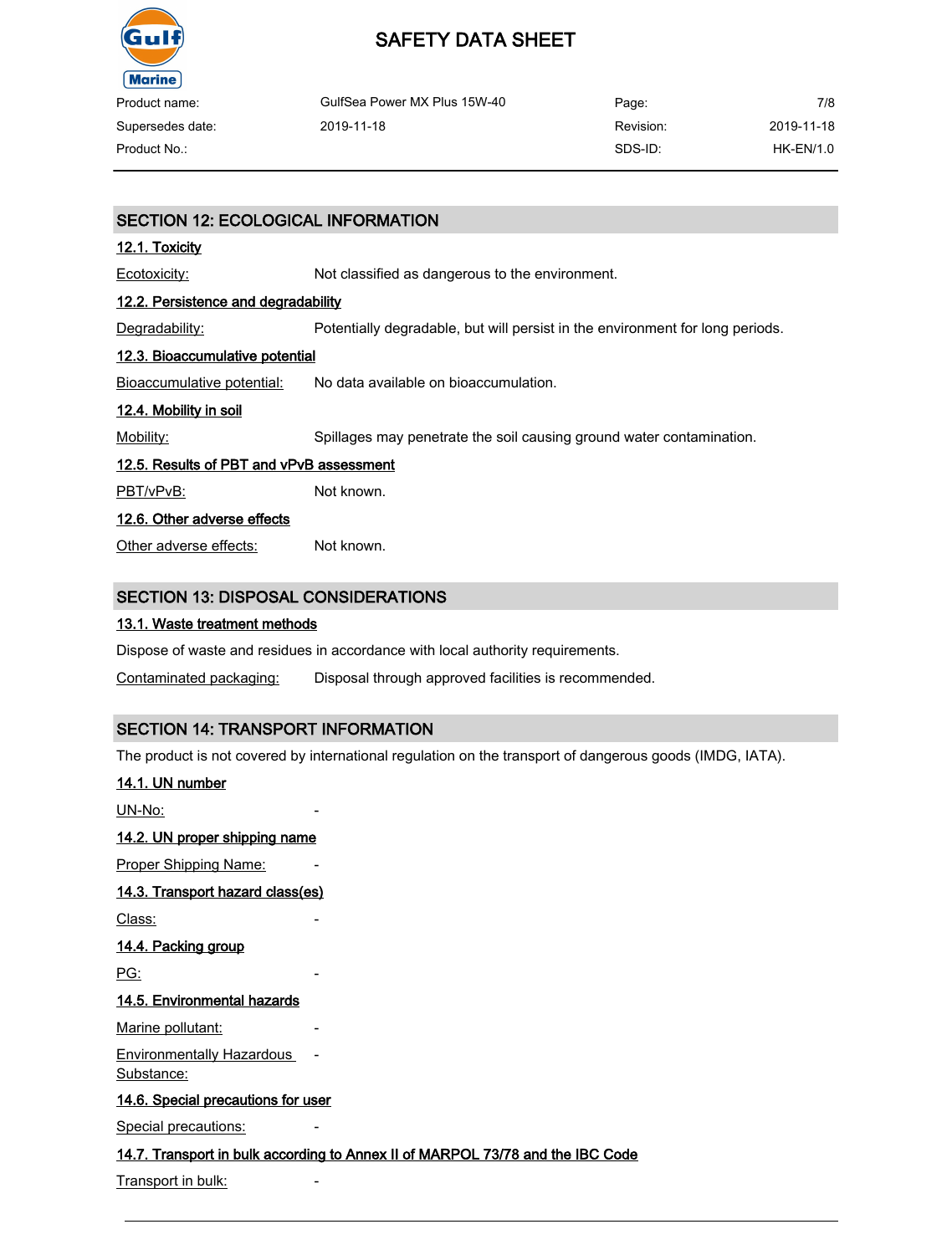## SECTION 12: ECOLOGICAL INFORMATION

### 12.1. Toxicity

Ecotoxicity: Not classified as dangerous to the environment.

### 12.2. Persistence and degradability

Degradability: Potentially degradable, but will persist in the environment for long periods.

### 12.3. Bioaccumulative potential

Bioaccumulative potential: No data available on bioaccumulation.

### 12.4. Mobility in soil

Mobility: Spillages may penetrate the soil causing ground water contamination.

### 12.5. Results of PBT and vPvB assessment

PBT/vPvB: Not known.

### 12.6. Other adverse effects

Other adverse effects: Not known.

## SECTION 13: DISPOSAL CONSIDERATIONS

### 13.1. Waste treatment methods

Dispose of waste and residues in accordance with local authority requirements.

Contaminated packaging: Disposal through approved facilities is recommended.

## SECTION 14: TRANSPORT INFORMATION

The product is not covered by international regulation on the transport of dangerous goods (IMDG, IATA).

### 14.1. UN number

UN-No: -

### 14.2. UN proper shipping name

Proper Shipping Name: -

### 14.3. Transport hazard class(es)

Class: -

### 14.4. Packing group

PG: -

### 14.5. Environmental hazards

Marine pollutant: -

Environmentally Hazardous Substance: -

### 14.6. Special precautions for user

Special precautions: -

### 14.7. Transport in bulk according to Annex II of MARPOL 73/78 and the IBC Code

Transport in bulk: -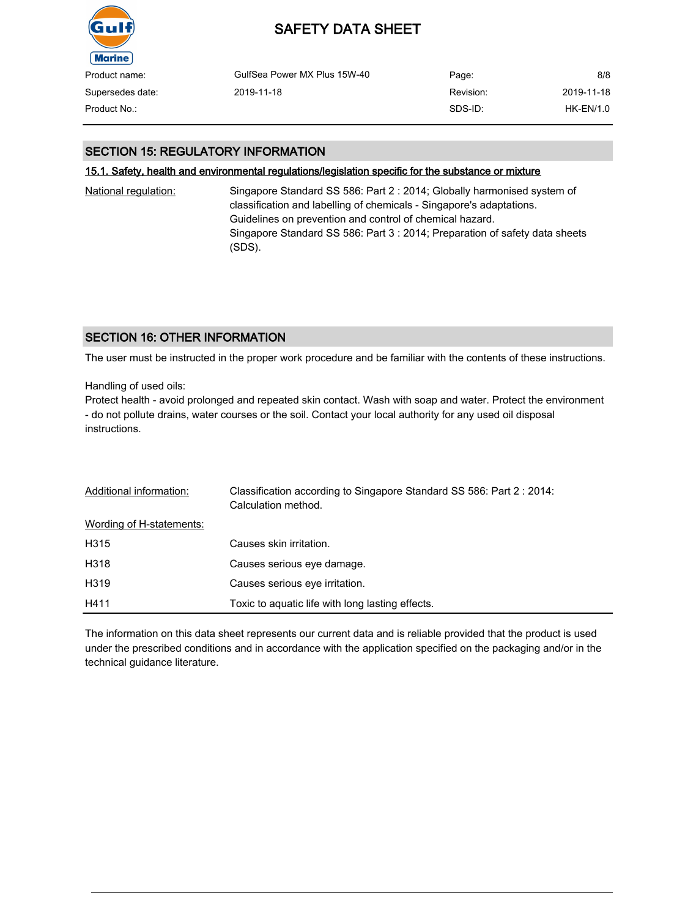## SECTION 15: REGULATORY INFORMATION

### 15.1. Safety, health and environmental regulations/legislation specific for the substance or mixture

| | |
|---|---|
| National regulation: | Singapore Standard SS 586: Part 2 : 2014; Globally harmonised system of classification and labelling of chemicals - Singapore's adaptations. Guidelines on prevention and control of chemical hazard. Singapore Standard SS 586: Part 3 : 2014; Preparation of safety data sheets (SDS). |

## SECTION 16: OTHER INFORMATION

The user must be instructed in the proper work procedure and be familiar with the contents of these instructions.

Handling of used oils:
Protect health - avoid prolonged and repeated skin contact. Wash with soap and water. Protect the environment - do not pollute drains, water courses or the soil. Contact your local authority for any used oil disposal instructions.

| | |
|---|---|
| Additional information: | Classification according to Singapore Standard SS 586: Part 2 : 2014: Calculation method. |
| Wording of H-statements: | |
| H315 | Causes skin irritation. |
| H318 | Causes serious eye damage. |
| H319 | Causes serious eye irritation. |
| H411 | Toxic to aquatic life with long lasting effects. |

The information on this data sheet represents our current data and is reliable provided that the product is used under the prescribed conditions and in accordance with the application specified on the packaging and/or in the technical guidance literature.